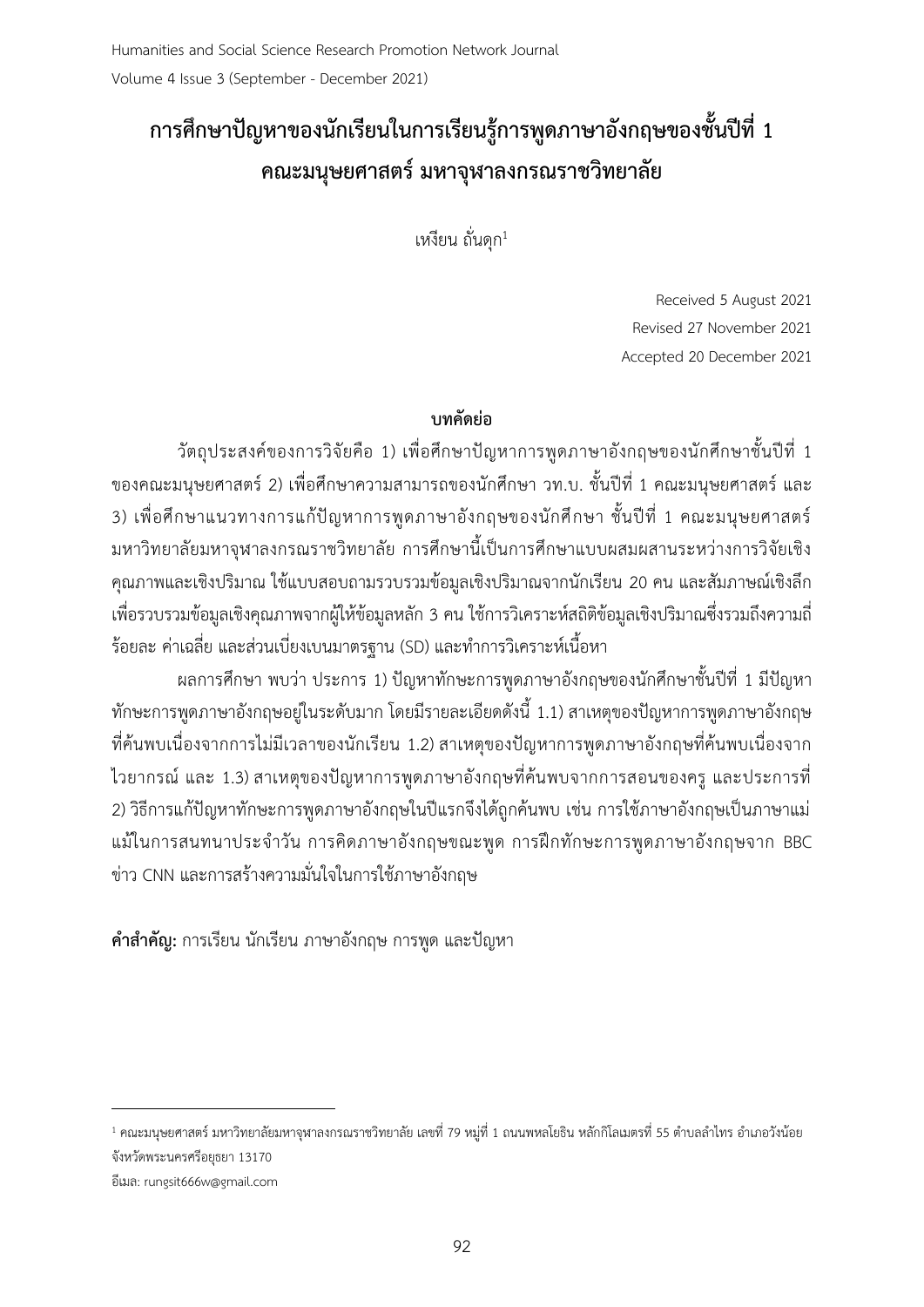# การศึกษาปัญหาของนักเรียนในการเรียนรู้การพูดภาษาอังกฤษของชั้นปีที่ 1 คณะมนุษยศาสตร์ มหาจุฬาลงกรณราชวิทยาลัย

เหงียน ถั่นดุก[1]

Received 5 August 2021
Revised 27 November 2021
Accepted 20 December 2021

## บทคัดย่อ

วัตถุประสงค์ของการวิจัยคือ 1) เพื่อศึกษาปัญหาการพูดภาษาอังกฤษของนักศึกษาชั้นปีที่ 1 ของคณะมนุษยศาสตร์ 2) เพื่อศึกษาความสามารถของนักศึกษา วท.บ. ชั้นปีที่ 1 คณะมนุษยศาสตร์ และ 3) เพื่อศึกษาแนวทางการแก้ปัญหาการพูดภาษาอังกฤษของนักศึกษา ชั้นปีที่ 1 คณะมนุษยศาสตร์ มหาวิทยาลัยมหาจุฬาลงกรณราชวิทยาลัย การศึกษานี้เป็นการศึกษาแบบผสมผสานระหว่างการวิจัยเชิงคุณภาพและเชิงปริมาณ ใช้แบบสอบถามรวบรวมข้อมูลเชิงปริมาณจากนักเรียน 20 คน และสัมภาษณ์เชิงลึกเพื่อรวบรวมข้อมูลเชิงคุณภาพจากผู้ให้ข้อมูลหลัก 3 คน ใช้การวิเคราะห์สถิติข้อมูลเชิงปริมาณซึ่งรวมถึงความถี่ ร้อยละ ค่าเฉลี่ย และส่วนเบี่ยงเบนมาตรฐาน (SD) และทำการวิเคราะห์เนื้อหา

ผลการศึกษา พบว่า ประการ 1) ปัญหาทักษะการพูดภาษาอังกฤษของนักศึกษาชั้นปีที่ 1 มีปัญหาทักษะการพูดภาษาอังกฤษอยู่ในระดับมาก โดยมีรายละเอียดดังนี้ 1.1) สาเหตุของปัญหาการพูดภาษาอังกฤษที่ค้นพบเนื่องจากการไม่มีเวลาของนักเรียน 1.2) สาเหตุของปัญหาการพูดภาษาอังกฤษที่ค้นพบเนื่องจากไวยากรณ์ และ 1.3) สาเหตุของปัญหาการพูดภาษาอังกฤษที่ค้นพบจากการสอนของครู และประการที่ 2) วิธีการแก้ปัญหาทักษะการพูดภาษาอังกฤษในปีแรกจึงได้ถูกค้นพบ เช่น การใช้ภาษาอังกฤษเป็นภาษาแม่แม้ในการสนทนาประจำวัน การคิดภาษาอังกฤษขณะพูด การฝึกทักษะการพูดภาษาอังกฤษจาก BBC ข่าว CNN และการสร้างความมั่นใจในการใช้ภาษาอังกฤษ

**คำสำคัญ:** การเรียน นักเรียน ภาษาอังกฤษ การพูด และปัญหา

---

[1] คณะมนุษยศาสตร์ มหาวิทยาลัยมหาจุฬาลงกรณราชวิทยาลัย เลขที่ 79 หมู่ที่ 1 ถนนพหลโยธิน หลักกิโลเมตรที่ 55 ตำบลลำไทร อำเภอวังน้อย จังหวัดพระนครศรีอยุธยา 13170
อีเมล: rungsit666w@gmail.com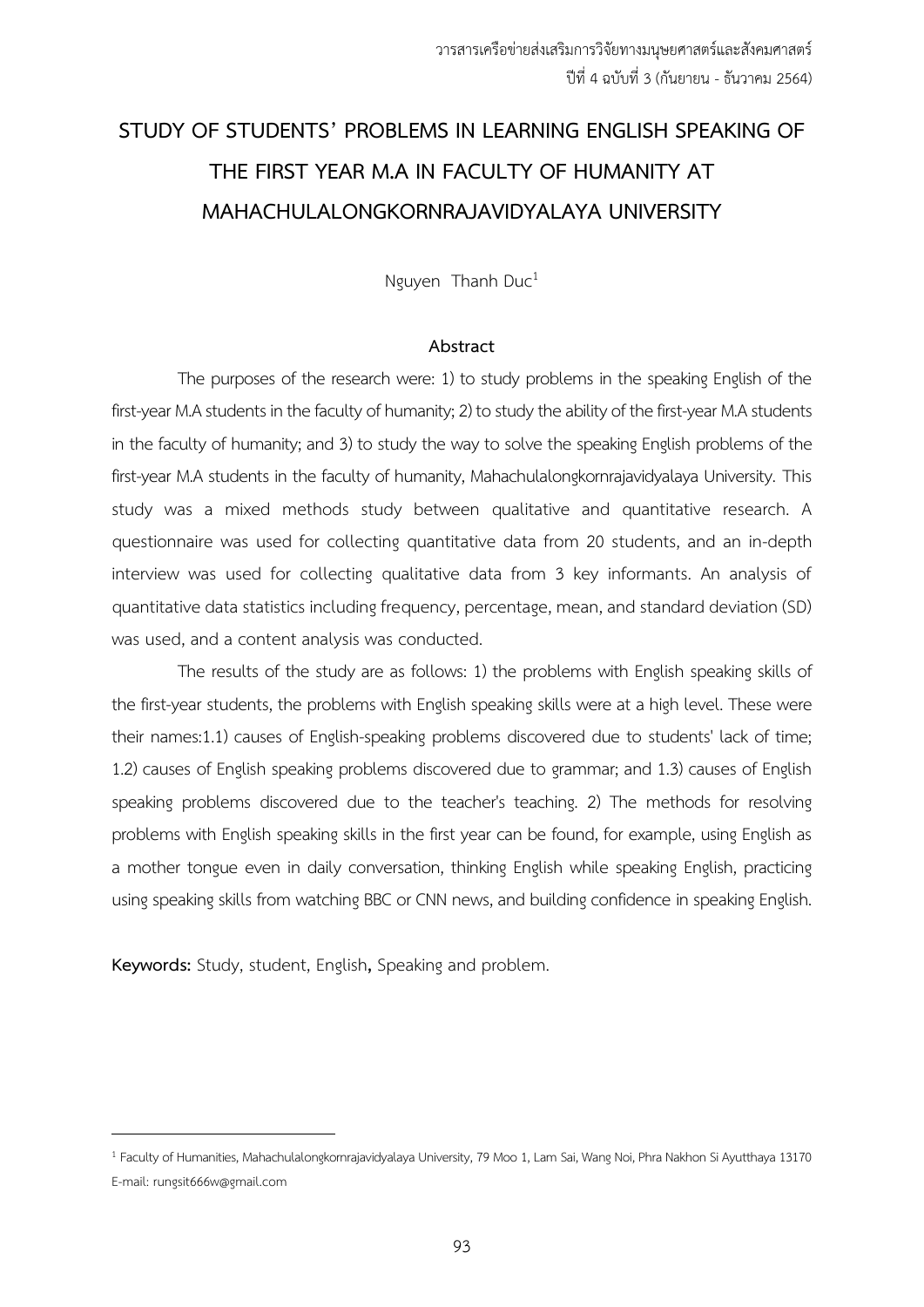# STUDY OF STUDENTS' PROBLEMS IN LEARNING ENGLISH SPEAKING OF THE FIRST YEAR M.A IN FACULTY OF HUMANITY AT MAHACHULALONGKORNRAJAVIDYALAYA UNIVERSITY

Nguyen Thanh Duc[1]

## Abstract

The purposes of the research were: 1) to study problems in the speaking English of the first-year M.A students in the faculty of humanity; 2) to study the ability of the first-year M.A students in the faculty of humanity; and 3) to study the way to solve the speaking English problems of the first-year M.A students in the faculty of humanity, Mahachulalongkornrajavidyalaya University. This study was a mixed methods study between qualitative and quantitative research. A questionnaire was used for collecting quantitative data from 20 students, and an in-depth interview was used for collecting qualitative data from 3 key informants. An analysis of quantitative data statistics including frequency, percentage, mean, and standard deviation (SD) was used, and a content analysis was conducted.

The results of the study are as follows: 1) the problems with English speaking skills of the first-year students, the problems with English speaking skills were at a high level. These were their names:1.1) causes of English-speaking problems discovered due to students' lack of time; 1.2) causes of English speaking problems discovered due to grammar; and 1.3) causes of English speaking problems discovered due to the teacher's teaching. 2) The methods for resolving problems with English speaking skills in the first year can be found, for example, using English as a mother tongue even in daily conversation, thinking English while speaking English, practicing using speaking skills from watching BBC or CNN news, and building confidence in speaking English.

**Keywords:** Study, student, English**,** Speaking and problem.

---

[1] Faculty of Humanities, Mahachulalongkornrajavidyalaya University, 79 Moo 1, Lam Sai, Wang Noi, Phra Nakhon Si Ayutthaya 13170 E-mail: rungsit666w@gmail.com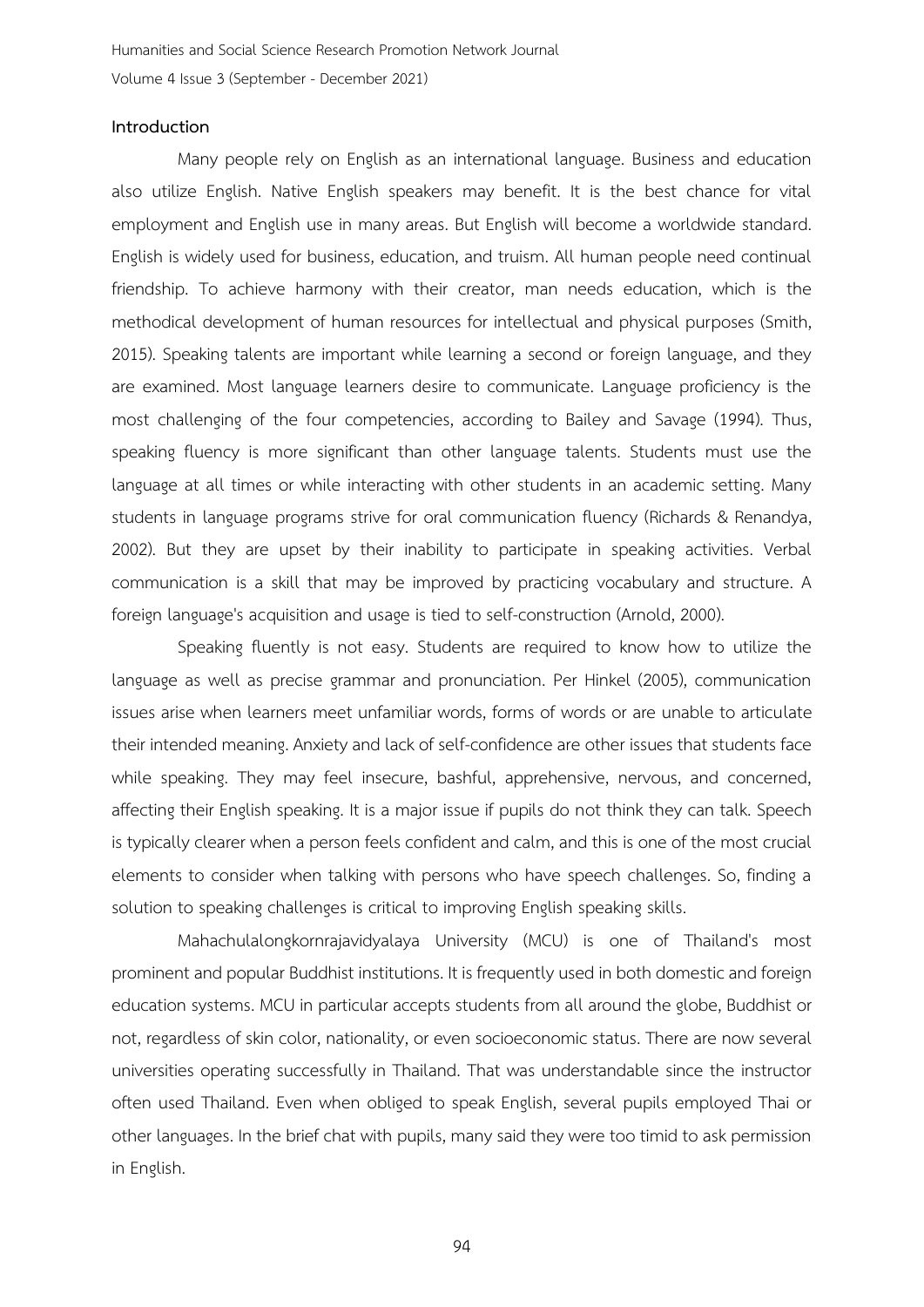**Introduction**

Many people rely on English as an international language. Business and education also utilize English. Native English speakers may benefit. It is the best chance for vital employment and English use in many areas. But English will become a worldwide standard. English is widely used for business, education, and truism. All human people need continual friendship. To achieve harmony with their creator, man needs education, which is the methodical development of human resources for intellectual and physical purposes (Smith, 2015). Speaking talents are important while learning a second or foreign language, and they are examined. Most language learners desire to communicate. Language proficiency is the most challenging of the four competencies, according to Bailey and Savage (1994). Thus, speaking fluency is more significant than other language talents. Students must use the language at all times or while interacting with other students in an academic setting. Many students in language programs strive for oral communication fluency (Richards & Renandya, 2002). But they are upset by their inability to participate in speaking activities. Verbal communication is a skill that may be improved by practicing vocabulary and structure. A foreign language's acquisition and usage is tied to self-construction (Arnold, 2000).

Speaking fluently is not easy. Students are required to know how to utilize the language as well as precise grammar and pronunciation. Per Hinkel (2005), communication issues arise when learners meet unfamiliar words, forms of words or are unable to articulate their intended meaning. Anxiety and lack of self-confidence are other issues that students face while speaking. They may feel insecure, bashful, apprehensive, nervous, and concerned, affecting their English speaking. It is a major issue if pupils do not think they can talk. Speech is typically clearer when a person feels confident and calm, and this is one of the most crucial elements to consider when talking with persons who have speech challenges. So, finding a solution to speaking challenges is critical to improving English speaking skills.

Mahachulalongkornrajavidyalaya University (MCU) is one of Thailand's most prominent and popular Buddhist institutions. It is frequently used in both domestic and foreign education systems. MCU in particular accepts students from all around the globe, Buddhist or not, regardless of skin color, nationality, or even socioeconomic status. There are now several universities operating successfully in Thailand. That was understandable since the instructor often used Thailand. Even when obliged to speak English, several pupils employed Thai or other languages. In the brief chat with pupils, many said they were too timid to ask permission in English.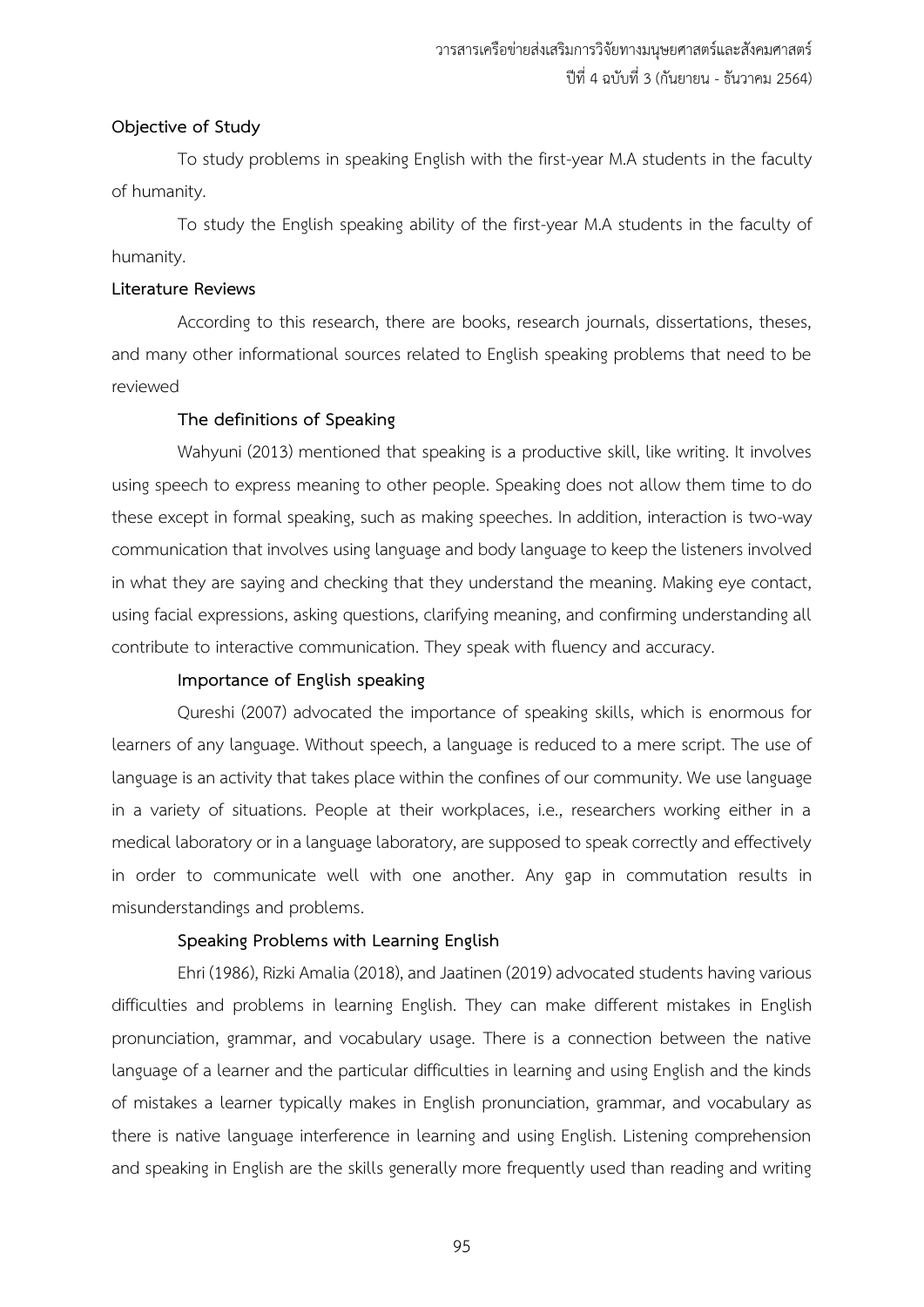**Objective of Study**

To study problems in speaking English with the first-year M.A students in the faculty of humanity.

To study the English speaking ability of the first-year M.A students in the faculty of humanity.

**Literature Reviews**

According to this research, there are books, research journals, dissertations, theses, and many other informational sources related to English speaking problems that need to be reviewed

**The definitions of Speaking**

Wahyuni (2013) mentioned that speaking is a productive skill, like writing. It involves using speech to express meaning to other people. Speaking does not allow them time to do these except in formal speaking, such as making speeches. In addition, interaction is two-way communication that involves using language and body language to keep the listeners involved in what they are saying and checking that they understand the meaning. Making eye contact, using facial expressions, asking questions, clarifying meaning, and confirming understanding all contribute to interactive communication. They speak with fluency and accuracy.

**Importance of English speaking**

Qureshi (2007) advocated the importance of speaking skills, which is enormous for learners of any language. Without speech, a language is reduced to a mere script. The use of language is an activity that takes place within the confines of our community. We use language in a variety of situations. People at their workplaces, i.e., researchers working either in a medical laboratory or in a language laboratory, are supposed to speak correctly and effectively in order to communicate well with one another. Any gap in commutation results in misunderstandings and problems.

**Speaking Problems with Learning English**

Ehri (1986), Rizki Amalia (2018), and Jaatinen (2019) advocated students having various difficulties and problems in learning English. They can make different mistakes in English pronunciation, grammar, and vocabulary usage. There is a connection between the native language of a learner and the particular difficulties in learning and using English and the kinds of mistakes a learner typically makes in English pronunciation, grammar, and vocabulary as there is native language interference in learning and using English. Listening comprehension and speaking in English are the skills generally more frequently used than reading and writing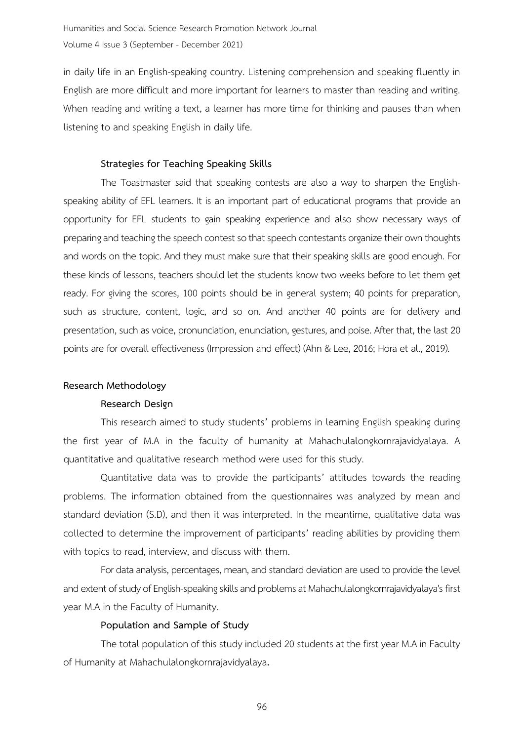in daily life in an English-speaking country. Listening comprehension and speaking fluently in English are more difficult and more important for learners to master than reading and writing. When reading and writing a text, a learner has more time for thinking and pauses than when listening to and speaking English in daily life.

### Strategies for Teaching Speaking Skills

The Toastmaster said that speaking contests are also a way to sharpen the English-speaking ability of EFL learners. It is an important part of educational programs that provide an opportunity for EFL students to gain speaking experience and also show necessary ways of preparing and teaching the speech contest so that speech contestants organize their own thoughts and words on the topic. And they must make sure that their speaking skills are good enough. For these kinds of lessons, teachers should let the students know two weeks before to let them get ready. For giving the scores, 100 points should be in general system; 40 points for preparation, such as structure, content, logic, and so on. And another 40 points are for delivery and presentation, such as voice, pronunciation, enunciation, gestures, and poise. After that, the last 20 points are for overall effectiveness (Impression and effect) (Ahn & Lee, 2016; Hora et al., 2019).

## Research Methodology

### Research Design

This research aimed to study students' problems in learning English speaking during the first year of M.A in the faculty of humanity at Mahachulalongkornrajavidyalaya. A quantitative and qualitative research method were used for this study.

Quantitative data was to provide the participants' attitudes towards the reading problems. The information obtained from the questionnaires was analyzed by mean and standard deviation (S.D), and then it was interpreted. In the meantime, qualitative data was collected to determine the improvement of participants' reading abilities by providing them with topics to read, interview, and discuss with them.

For data analysis, percentages, mean, and standard deviation are used to provide the level and extent of study of English-speaking skills and problems at Mahachulalongkornrajavidyalaya's first year M.A in the Faculty of Humanity.

### Population and Sample of Study

The total population of this study included 20 students at the first year M.A in Faculty of Humanity at Mahachulalongkornrajavidyalaya.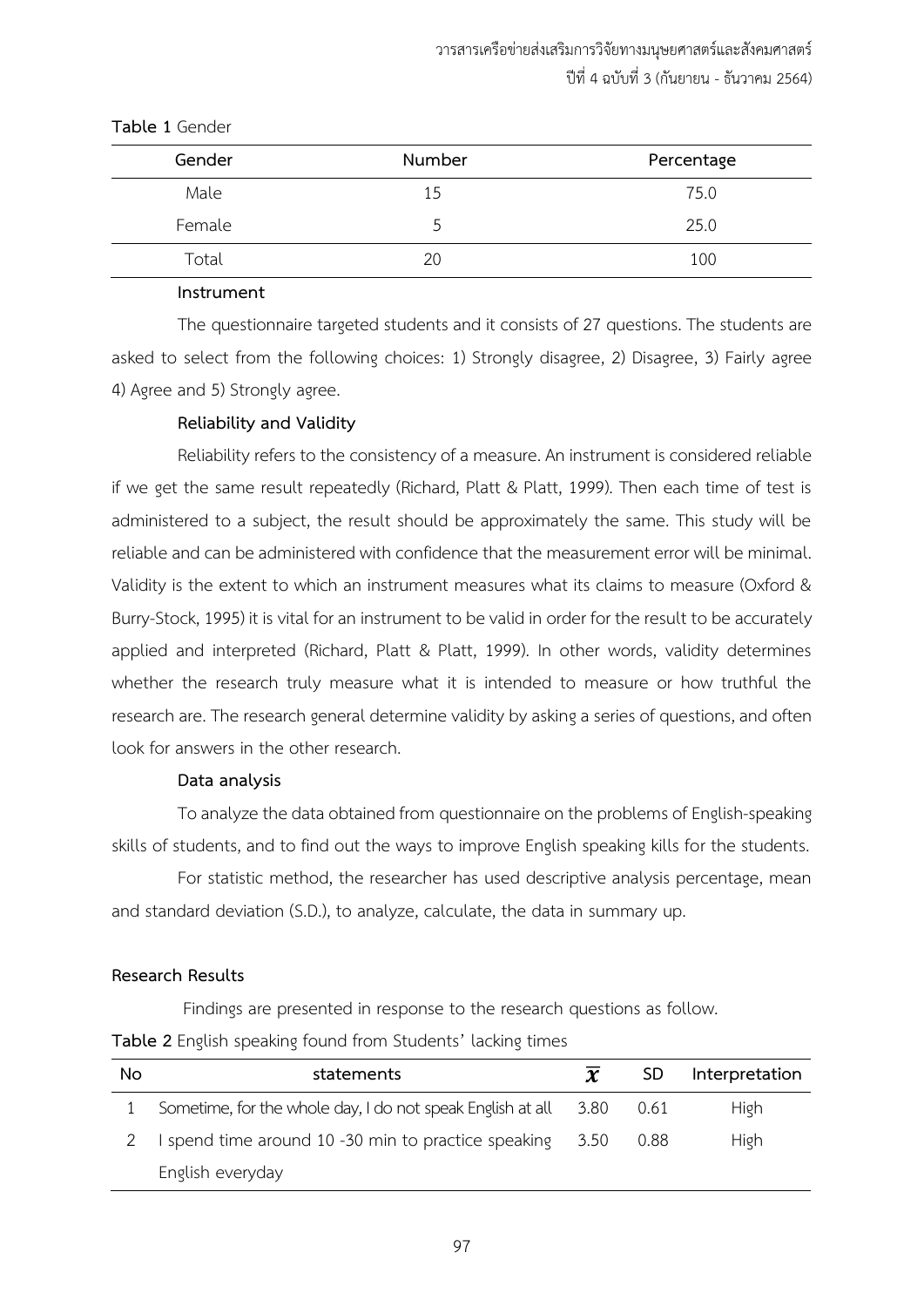**Table 1** Gender

| Gender | Number | Percentage |
|---|---|---|
| Male | 15 | 75.0 |
| Female | 5 | 25.0 |
| Total | 20 | 100 |

**Instrument**

The questionnaire targeted students and it consists of 27 questions. The students are asked to select from the following choices: 1) Strongly disagree, 2) Disagree, 3) Fairly agree 4) Agree and 5) Strongly agree.

**Reliability and Validity**

Reliability refers to the consistency of a measure. An instrument is considered reliable if we get the same result repeatedly (Richard, Platt & Platt, 1999). Then each time of test is administered to a subject, the result should be approximately the same. This study will be reliable and can be administered with confidence that the measurement error will be minimal. Validity is the extent to which an instrument measures what its claims to measure (Oxford & Burry-Stock, 1995) it is vital for an instrument to be valid in order for the result to be accurately applied and interpreted (Richard, Platt & Platt, 1999). In other words, validity determines whether the research truly measure what it is intended to measure or how truthful the research are. The research general determine validity by asking a series of questions, and often look for answers in the other research.

**Data analysis**

To analyze the data obtained from questionnaire on the problems of English-speaking skills of students, and to find out the ways to improve English speaking kills for the students.

For statistic method, the researcher has used descriptive analysis percentage, mean and standard deviation (S.D.), to analyze, calculate, the data in summary up.

**Research Results**

Findings are presented in response to the research questions as follow.

**Table 2** English speaking found from Students' lacking times

| No | statements | $\bar{x}$ | SD | Interpretation |
|---|---|---|---|---|
| 1 | Sometime, for the whole day, I do not speak English at all | 3.80 | 0.61 | High |
| 2 | I spend time around 10 -30 min to practice speaking English everyday | 3.50 | 0.88 | High |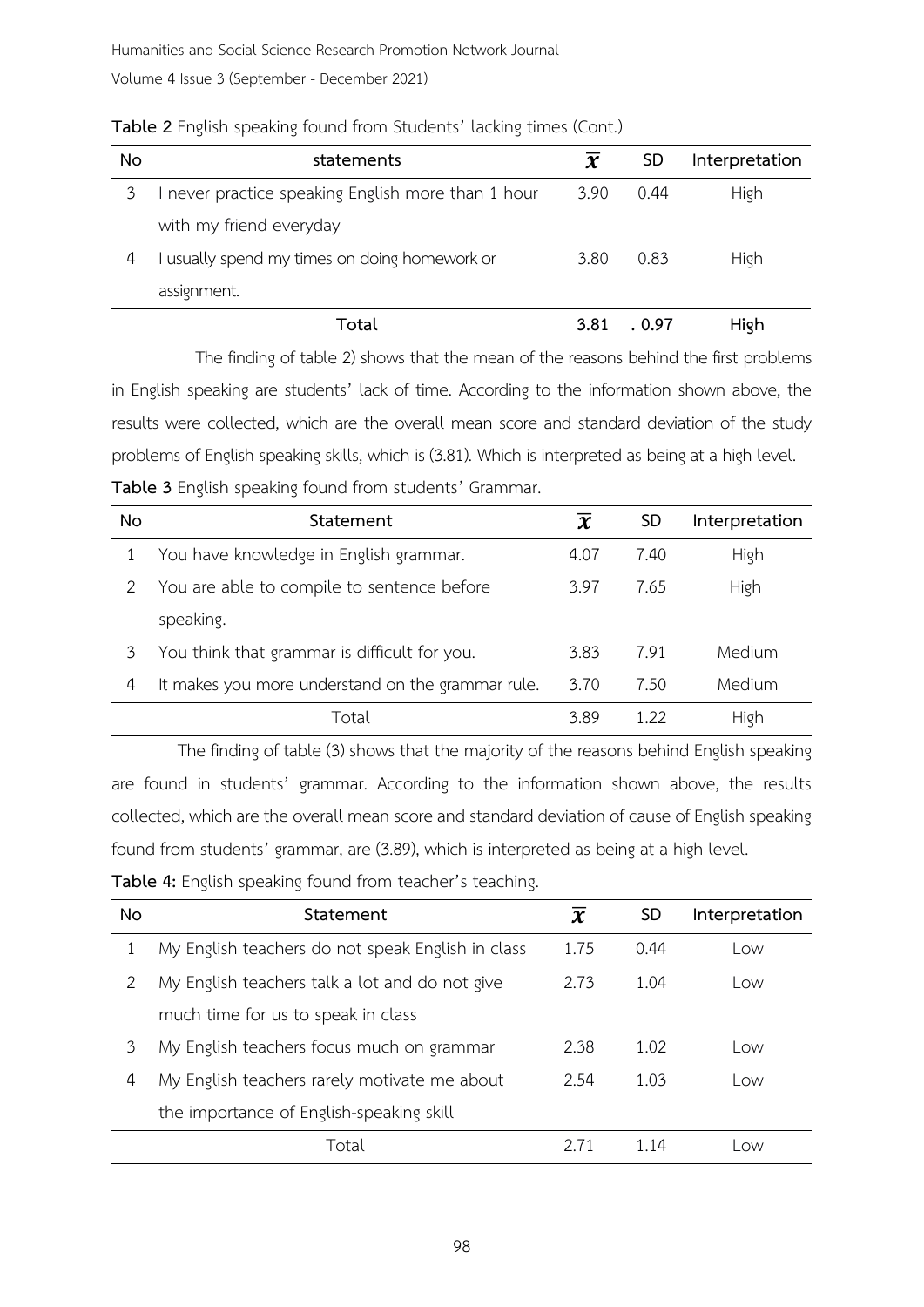**Table 2** English speaking found from Students' lacking times (Cont.)

| No | statements | $\overline{x}$ | SD | Interpretation |
|---|---|---|---|---|
| 3 | I never practice speaking English more than 1 hour with my friend everyday | 3.90 | 0.44 | High |
| 4 | I usually spend my times on doing homework or assignment. | 3.80 | 0.83 | High |
| | **Total** | **3.81** | **. 0.97** | **High** |

The finding of table 2) shows that the mean of the reasons behind the first problems in English speaking are students' lack of time. According to the information shown above, the results were collected, which are the overall mean score and standard deviation of the study problems of English speaking skills, which is (3.81). Which is interpreted as being at a high level.

**Table 3** English speaking found from students' Grammar.

| No | Statement | $\overline{x}$ | SD | Interpretation |
|---|---|---|---|---|
| 1 | You have knowledge in English grammar. | 4.07 | 7.40 | High |
| 2 | You are able to compile to sentence before speaking. | 3.97 | 7.65 | High |
| 3 | You think that grammar is difficult for you. | 3.83 | 7.91 | Medium |
| 4 | It makes you more understand on the grammar rule. | 3.70 | 7.50 | Medium |
| | Total | 3.89 | 1.22 | High |

The finding of table (3) shows that the majority of the reasons behind English speaking are found in students' grammar. According to the information shown above, the results collected, which are the overall mean score and standard deviation of cause of English speaking found from students' grammar, are (3.89), which is interpreted as being at a high level.

**Table 4:** English speaking found from teacher's teaching.

| No | Statement | $\overline{x}$ | SD | Interpretation |
|---|---|---|---|---|
| 1 | My English teachers do not speak English in class | 1.75 | 0.44 | Low |
| 2 | My English teachers talk a lot and do not give much time for us to speak in class | 2.73 | 1.04 | Low |
| 3 | My English teachers focus much on grammar | 2.38 | 1.02 | Low |
| 4 | My English teachers rarely motivate me about the importance of English-speaking skill | 2.54 | 1.03 | Low |
| | Total | 2.71 | 1.14 | Low |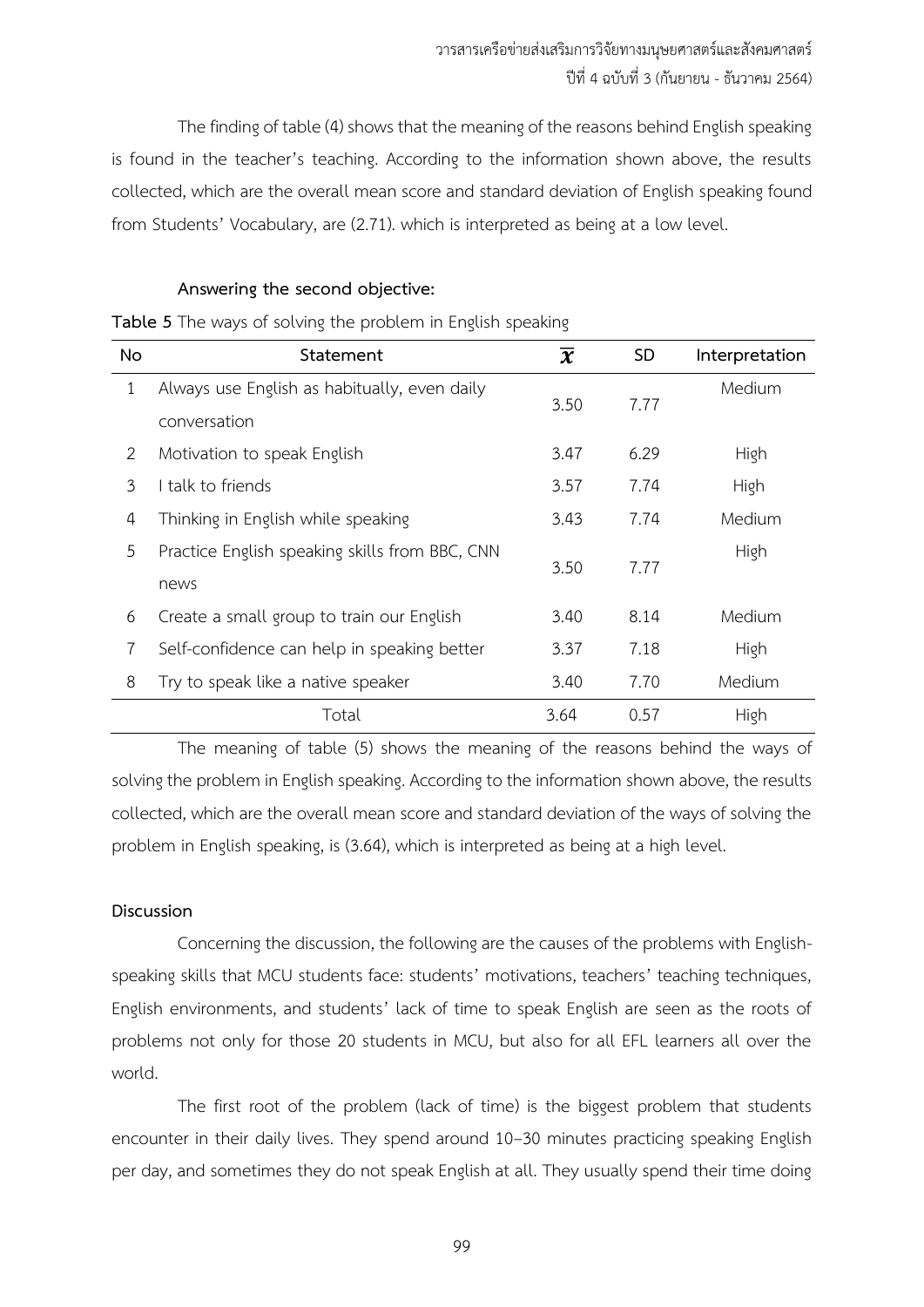The finding of table (4) shows that the meaning of the reasons behind English speaking is found in the teacher's teaching. According to the information shown above, the results collected, which are the overall mean score and standard deviation of English speaking found from Students' Vocabulary, are (2.71). which is interpreted as being at a low level.

**Answering the second objective:**

**Table 5** The ways of solving the problem in English speaking

| No | Statement | $\overline{x}$ | SD | Interpretation |
|---|---|---|---|---|
| 1 | Always use English as habitually, even daily conversation | 3.50 | 7.77 | Medium |
| 2 | Motivation to speak English | 3.47 | 6.29 | High |
| 3 | I talk to friends | 3.57 | 7.74 | High |
| 4 | Thinking in English while speaking | 3.43 | 7.74 | Medium |
| 5 | Practice English speaking skills from BBC, CNN news | 3.50 | 7.77 | High |
| 6 | Create a small group to train our English | 3.40 | 8.14 | Medium |
| 7 | Self-confidence can help in speaking better | 3.37 | 7.18 | High |
| 8 | Try to speak like a native speaker | 3.40 | 7.70 | Medium |
| | Total | 3.64 | 0.57 | High |

The meaning of table (5) shows the meaning of the reasons behind the ways of solving the problem in English speaking. According to the information shown above, the results collected, which are the overall mean score and standard deviation of the ways of solving the problem in English speaking, is (3.64), which is interpreted as being at a high level.

**Discussion**

Concerning the discussion, the following are the causes of the problems with English-speaking skills that MCU students face: students' motivations, teachers' teaching techniques, English environments, and students' lack of time to speak English are seen as the roots of problems not only for those 20 students in MCU, but also for all EFL learners all over the world.

The first root of the problem (lack of time) is the biggest problem that students encounter in their daily lives. They spend around 10–30 minutes practicing speaking English per day, and sometimes they do not speak English at all. They usually spend their time doing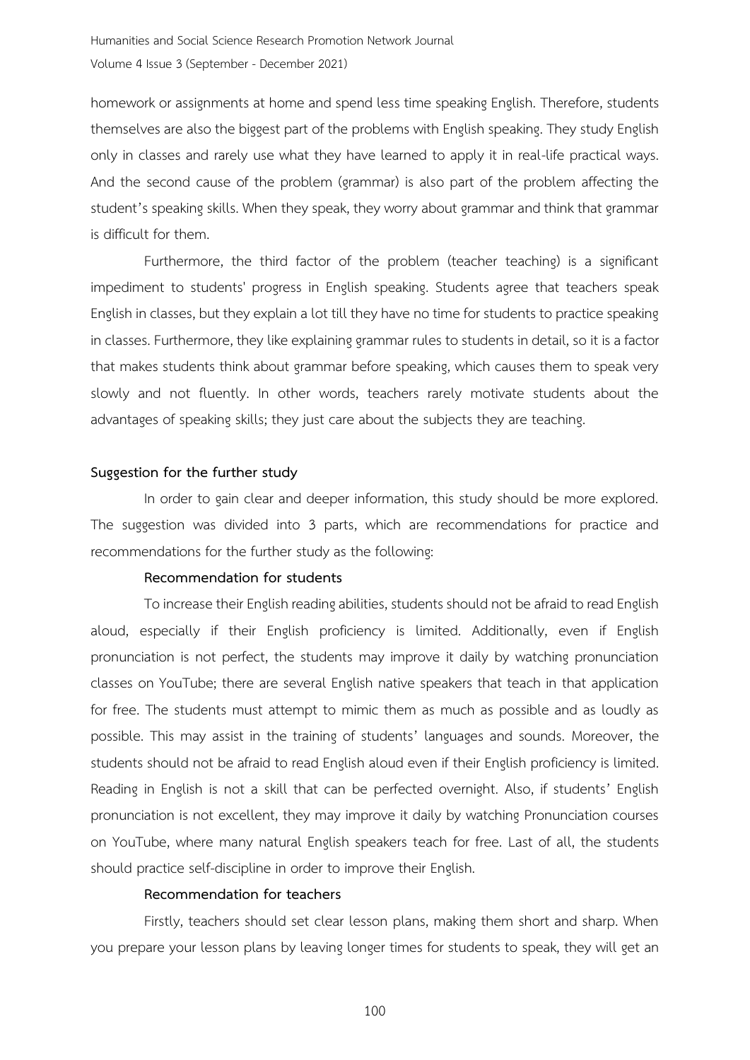homework or assignments at home and spend less time speaking English. Therefore, students themselves are also the biggest part of the problems with English speaking. They study English only in classes and rarely use what they have learned to apply it in real-life practical ways. And the second cause of the problem (grammar) is also part of the problem affecting the student's speaking skills. When they speak, they worry about grammar and think that grammar is difficult for them.

Furthermore, the third factor of the problem (teacher teaching) is a significant impediment to students' progress in English speaking. Students agree that teachers speak English in classes, but they explain a lot till they have no time for students to practice speaking in classes. Furthermore, they like explaining grammar rules to students in detail, so it is a factor that makes students think about grammar before speaking, which causes them to speak very slowly and not fluently. In other words, teachers rarely motivate students about the advantages of speaking skills; they just care about the subjects they are teaching.

**Suggestion for the further study**

In order to gain clear and deeper information, this study should be more explored. The suggestion was divided into 3 parts, which are recommendations for practice and recommendations for the further study as the following:

**Recommendation for students**

To increase their English reading abilities, students should not be afraid to read English aloud, especially if their English proficiency is limited. Additionally, even if English pronunciation is not perfect, the students may improve it daily by watching pronunciation classes on YouTube; there are several English native speakers that teach in that application for free. The students must attempt to mimic them as much as possible and as loudly as possible. This may assist in the training of students' languages and sounds. Moreover, the students should not be afraid to read English aloud even if their English proficiency is limited. Reading in English is not a skill that can be perfected overnight. Also, if students' English pronunciation is not excellent, they may improve it daily by watching Pronunciation courses on YouTube, where many natural English speakers teach for free. Last of all, the students should practice self-discipline in order to improve their English.

**Recommendation for teachers**

Firstly, teachers should set clear lesson plans, making them short and sharp. When you prepare your lesson plans by leaving longer times for students to speak, they will get an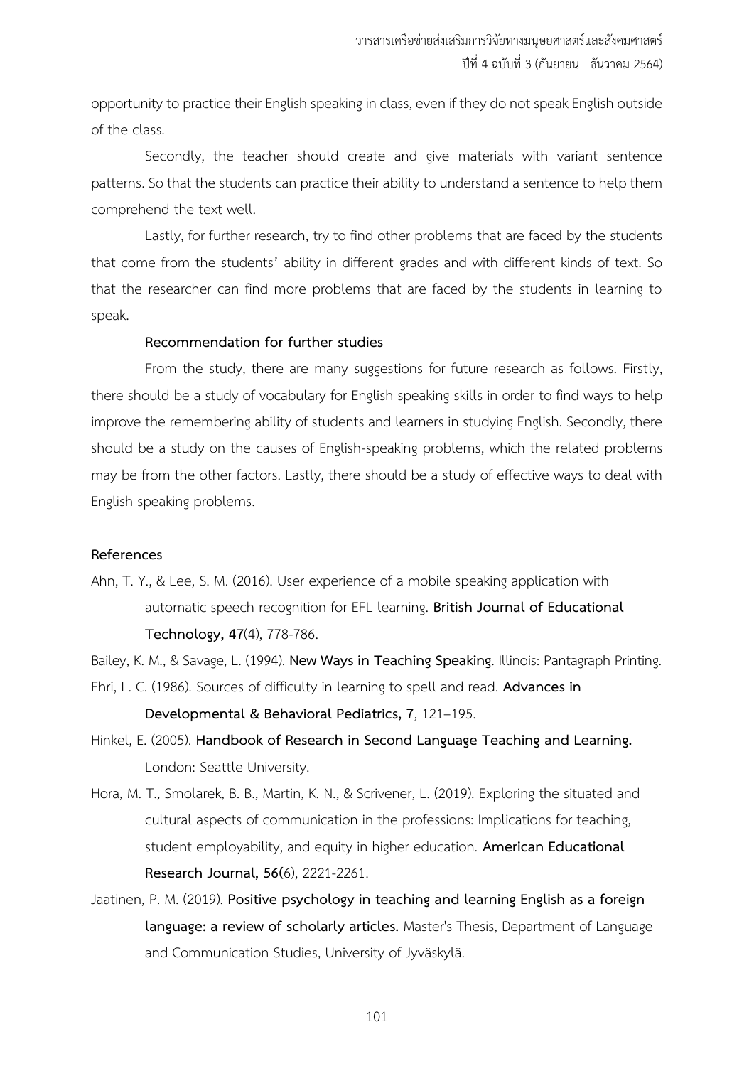opportunity to practice their English speaking in class, even if they do not speak English outside of the class.

Secondly, the teacher should create and give materials with variant sentence patterns. So that the students can practice their ability to understand a sentence to help them comprehend the text well.

Lastly, for further research, try to find other problems that are faced by the students that come from the students' ability in different grades and with different kinds of text. So that the researcher can find more problems that are faced by the students in learning to speak.

**Recommendation for further studies**

From the study, there are many suggestions for future research as follows. Firstly, there should be a study of vocabulary for English speaking skills in order to find ways to help improve the remembering ability of students and learners in studying English. Secondly, there should be a study on the causes of English-speaking problems, which the related problems may be from the other factors. Lastly, there should be a study of effective ways to deal with English speaking problems.

## References

Ahn, T. Y., & Lee, S. M. (2016). User experience of a mobile speaking application with automatic speech recognition for EFL learning. **British Journal of Educational Technology, 47**(4), 778-786.

Bailey, K. M., & Savage, L. (1994). **New Ways in Teaching Speaking**. Illinois: Pantagraph Printing.

Ehri, L. C. (1986). Sources of difficulty in learning to spell and read. **Advances in Developmental & Behavioral Pediatrics, 7**, 121–195.

Hinkel, E. (2005). **Handbook of Research in Second Language Teaching and Learning.** London: Seattle University.

Hora, M. T., Smolarek, B. B., Martin, K. N., & Scrivener, L. (2019). Exploring the situated and cultural aspects of communication in the professions: Implications for teaching, student employability, and equity in higher education. **American Educational Research Journal, 56(**6), 2221-2261.

Jaatinen, P. M. (2019). **Positive psychology in teaching and learning English as a foreign language: a review of scholarly articles.** Master's Thesis, Department of Language and Communication Studies, University of Jyväskylä.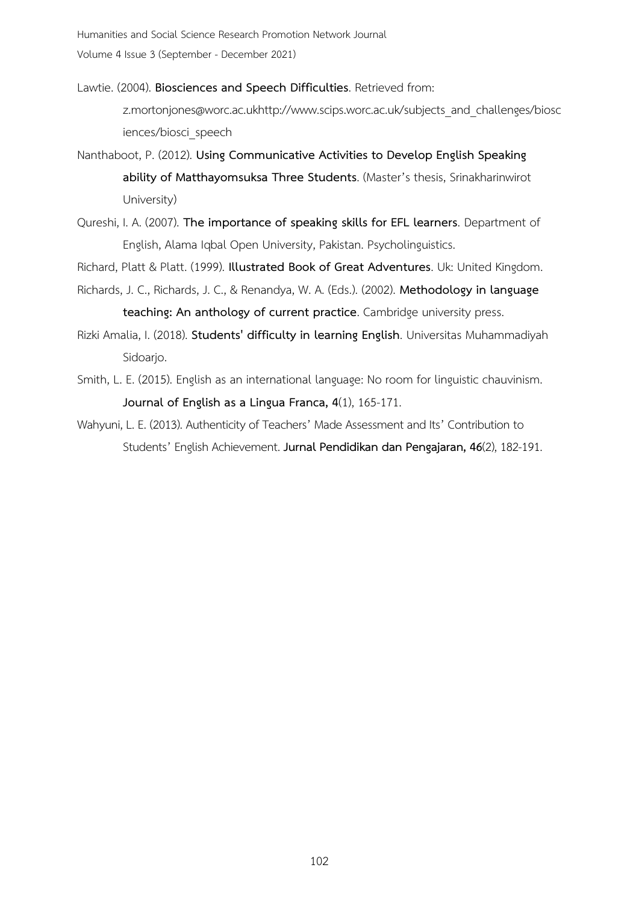Lawtie. (2004). **Biosciences and Speech Difficulties**. Retrieved from: z.mortonjones@worc.ac.ukhttp://www.scips.worc.ac.uk/subjects_and_challenges/biosciences/biosci_speech

Nanthaboot, P. (2012). **Using Communicative Activities to Develop English Speaking ability of Matthayomsuksa Three Students**. (Master's thesis, Srinakharinwirot University)

Qureshi, I. A. (2007). **The importance of speaking skills for EFL learners**. Department of English, Alama Iqbal Open University, Pakistan. Psycholinguistics.

Richard, Platt & Platt. (1999). **Illustrated Book of Great Adventures**. Uk: United Kingdom.

Richards, J. C., Richards, J. C., & Renandya, W. A. (Eds.). (2002). **Methodology in language teaching: An anthology of current practice**. Cambridge university press.

Rizki Amalia, I. (2018). **Students' difficulty in learning English**. Universitas Muhammadiyah Sidoarjo.

Smith, L. E. (2015). English as an international language: No room for linguistic chauvinism. **Journal of English as a Lingua Franca, 4**(1), 165-171.

Wahyuni, L. E. (2013). Authenticity of Teachers' Made Assessment and Its' Contribution to Students' English Achievement. **Jurnal Pendidikan dan Pengajaran, 46**(2), 182-191.